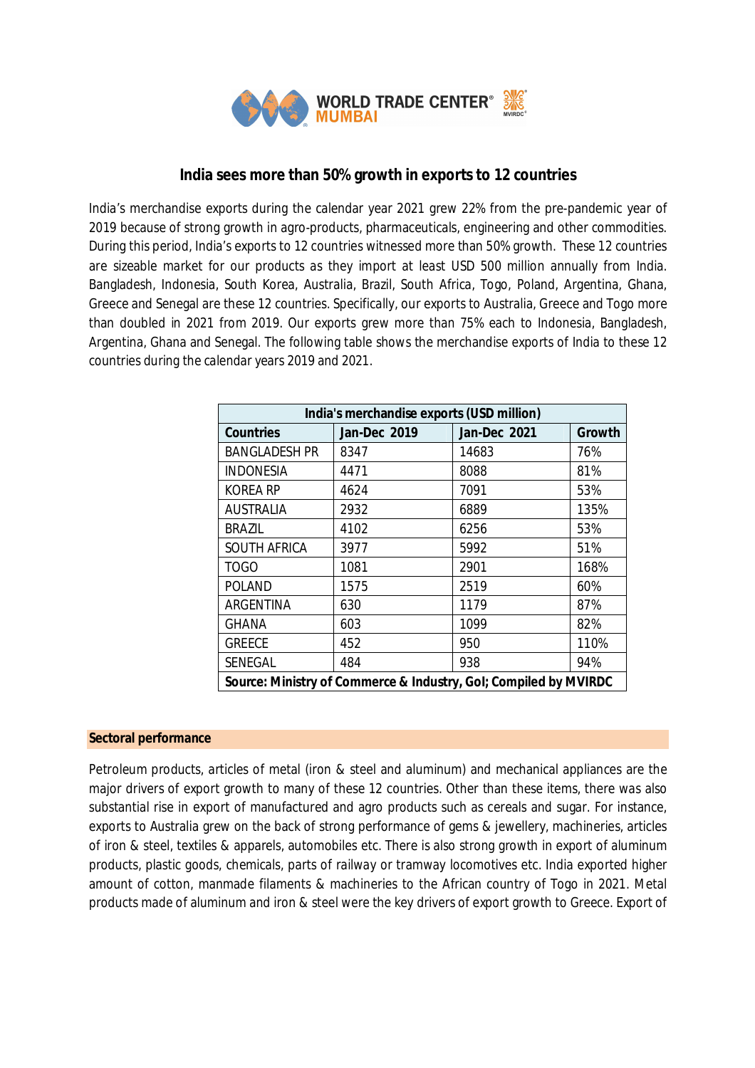# India sees more than 50% growth in exports to 12 countries

India's merchandise exports during the calendar year 2021 grew 22% from the pre-pandemic year of 2019 because of strong growth in agro-products, pharmaceuticals, engineering and other commodities. During this period, India's exports to 12 countries witnessed more than 50% growth. These 12 countries are sizeable market for our products as they import at least USD 500 million annually from India. Bangladesh, Indonesia, South Korea, Australia, Brazil, South Africa, Togo, Poland, Argentina, Ghana, Greece and Senegal are these 12 countries. Specifically, our exports to Australia, Greece and Togo more than doubled in 2021 from 2019. Our exports grew more than 75% each to Indonesia, Bangladesh, Argentina, Ghana and Senegal. The following table shows the merchandise exports of India to these 12 countries during the calendar years 2019 and 2021.

| India's merchandise exports (USD million) | | | |
|---|---|---|---|
| **Countries** | **Jan-Dec 2019** | **Jan-Dec 2021** | **Growth** |
| BANGLADESH PR | 8347 | 14683 | 76% |
| INDONESIA | 4471 | 8088 | 81% |
| KOREA RP | 4624 | 7091 | 53% |
| AUSTRALIA | 2932 | 6889 | 135% |
| BRAZIL | 4102 | 6256 | 53% |
| SOUTH AFRICA | 3977 | 5992 | 51% |
| TOGO | 1081 | 2901 | 168% |
| POLAND | 1575 | 2519 | 60% |
| ARGENTINA | 630 | 1179 | 87% |
| GHANA | 603 | 1099 | 82% |
| GREECE | 452 | 950 | 110% |
| SENEGAL | 484 | 938 | 94% |
| **Source: Ministry of Commerce & Industry, GoI; Compiled by MVIRDC** | | | |

## Sectoral performance

Petroleum products, articles of metal (iron & steel and aluminum) and mechanical appliances are the major drivers of export growth to many of these 12 countries. Other than these items, there was also substantial rise in export of manufactured and agro products such as cereals and sugar. For instance, exports to Australia grew on the back of strong performance of gems & jewellery, machineries, articles of iron & steel, textiles & apparels, automobiles etc. There is also strong growth in export of aluminum products, plastic goods, chemicals, parts of railway or tramway locomotives etc. India exported higher amount of cotton, manmade filaments & machineries to the African country of Togo in 2021. Metal products made of aluminum and iron & steel were the key drivers of export growth to Greece. Export of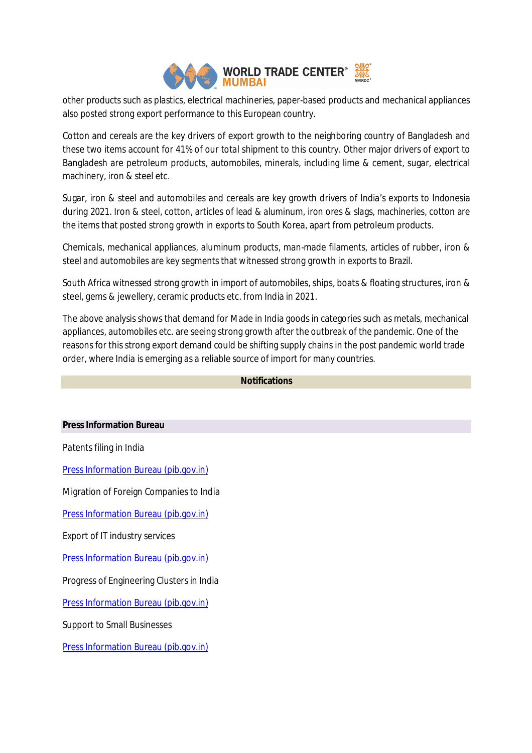other products such as plastics, electrical machineries, paper-based products and mechanical appliances also posted strong export performance to this European country.

Cotton and cereals are the key drivers of export growth to the neighboring country of Bangladesh and these two items account for 41% of our total shipment to this country. Other major drivers of export to Bangladesh are petroleum products, automobiles, minerals, including lime & cement, sugar, electrical machinery, iron & steel etc.

Sugar, iron & steel and automobiles and cereals are key growth drivers of India's exports to Indonesia during 2021. Iron & steel, cotton, articles of lead & aluminum, iron ores & slags, machineries, cotton are the items that posted strong growth in exports to South Korea, apart from petroleum products.

Chemicals, mechanical appliances, aluminum products, man-made filaments, articles of rubber, iron & steel and automobiles are key segments that witnessed strong growth in exports to Brazil.

South Africa witnessed strong growth in import of automobiles, ships, boats & floating structures, iron & steel, gems & jewellery, ceramic products etc. from India in 2021.

The above analysis shows that demand for Made in India goods in categories such as metals, mechanical appliances, automobiles etc. are seeing strong growth after the outbreak of the pandemic. One of the reasons for this strong export demand could be shifting supply chains in the post pandemic world trade order, where India is emerging as a reliable source of import for many countries.

## Notifications

### Press Information Bureau

Patents filing in India

[Press Information Bureau (pib.gov.in)]

Migration of Foreign Companies to India

[Press Information Bureau (pib.gov.in)]

Export of IT industry services

[Press Information Bureau (pib.gov.in)]

Progress of Engineering Clusters in India

[Press Information Bureau (pib.gov.in)]

Support to Small Businesses

[Press Information Bureau (pib.gov.in)]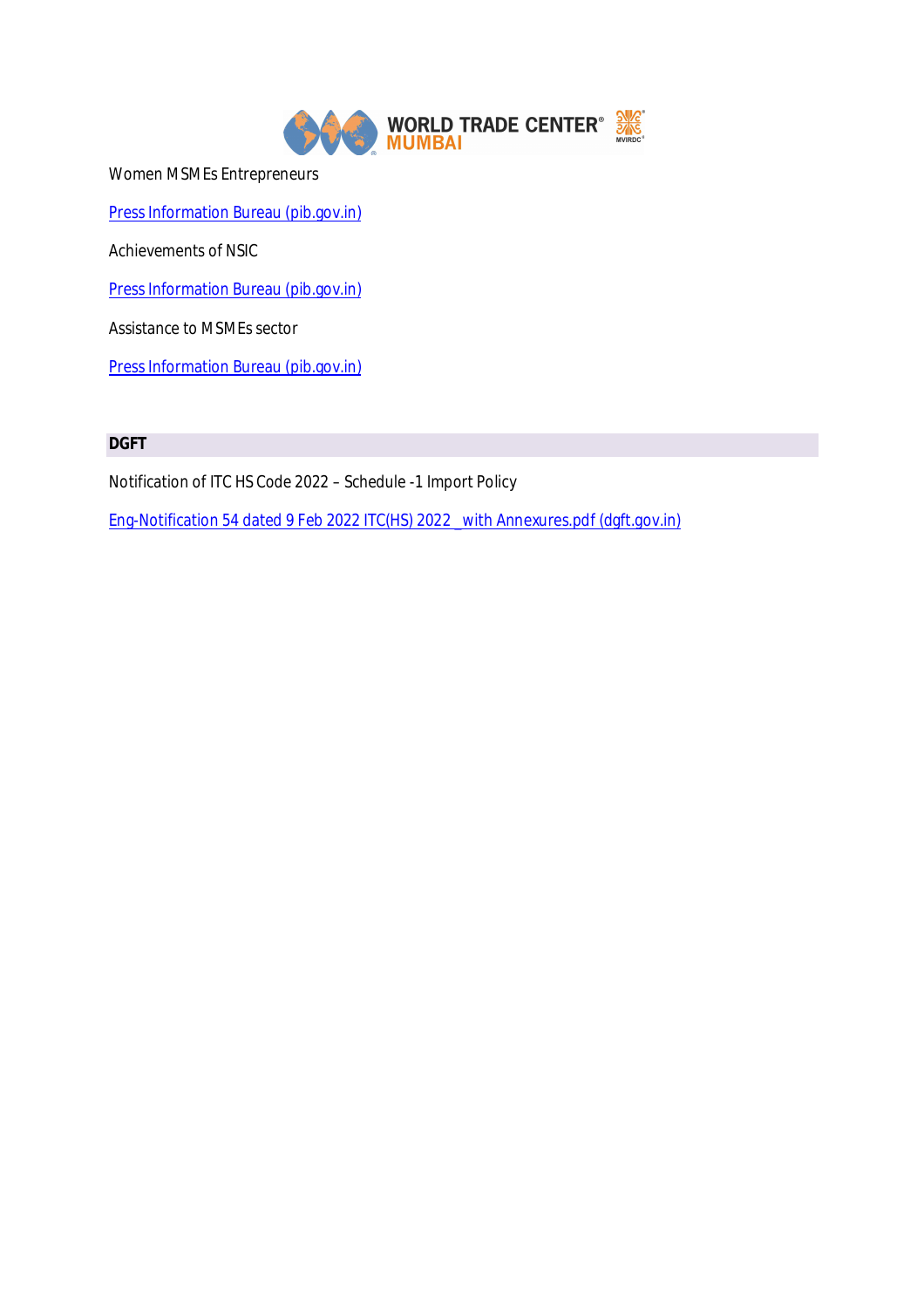Women MSMEs Entrepreneurs

Press Information Bureau (pib.gov.in)

Achievements of NSIC

Press Information Bureau (pib.gov.in)

Assistance to MSMEs sector

Press Information Bureau (pib.gov.in)

## DGFT

Notification of ITC HS Code 2022 – Schedule -1 Import Policy

Eng-Notification 54 dated 9 Feb 2022 ITC(HS) 2022 _with Annexures.pdf (dgft.gov.in)